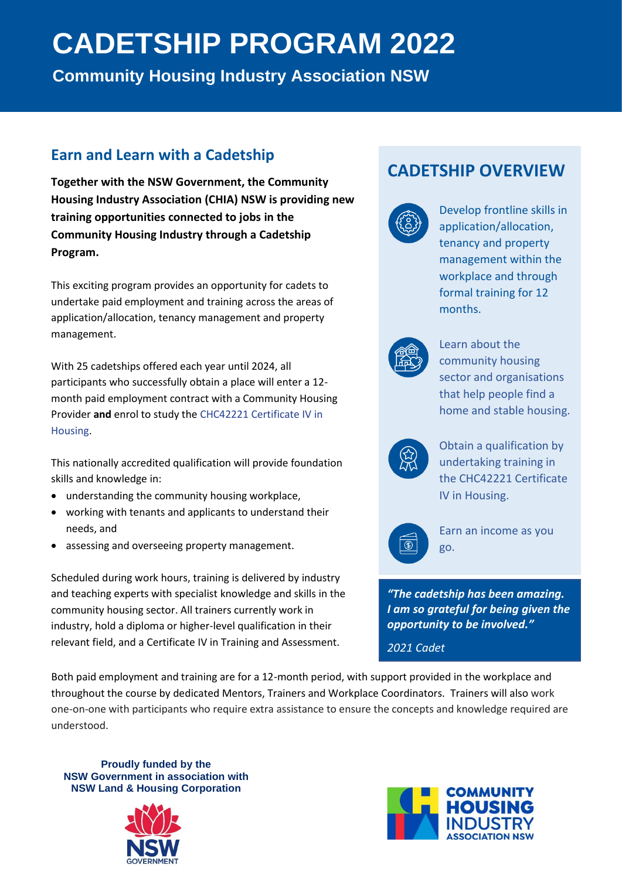# CADETSHIP PROGRAM 2022

**Community Housing Industry Association NSW**

## Earn and Learn with a Cadetship

**Together with the NSW Government, the Community Housing Industry Association (CHIA) NSW is providing new training opportunities connected to jobs in the Community Housing Industry through a Cadetship Program.**

This exciting program provides an opportunity for cadets to undertake paid employment and training across the areas of application/allocation, tenancy management and property management.

With 25 cadetships offered each year until 2024, all participants who successfully obtain a place will enter a 12-month paid employment contract with a Community Housing Provider **and** enrol to study the CHC42221 Certificate IV in Housing.

This nationally accredited qualification will provide foundation skills and knowledge in:

- understanding the community housing workplace,
- working with tenants and applicants to understand their needs, and
- assessing and overseeing property management.

Scheduled during work hours, training is delivered by industry and teaching experts with specialist knowledge and skills in the community housing sector. All trainers currently work in industry, hold a diploma or higher-level qualification in their relevant field, and a Certificate IV in Training and Assessment.

## CADETSHIP OVERVIEW

- Develop frontline skills in application/allocation, tenancy and property management within the workplace and through formal training for 12 months.
- Learn about the community housing sector and organisations that help people find a home and stable housing.
- Obtain a qualification by undertaking training in the CHC42221 Certificate IV in Housing.
- Earn an income as you go.

***"The cadetship has been amazing. I am so grateful for being given the opportunity to be involved."***

*2021 Cadet*

Both paid employment and training are for a 12-month period, with support provided in the workplace and throughout the course by dedicated Mentors, Trainers and Workplace Coordinators. Trainers will also work one-on-one with participants who require extra assistance to ensure the concepts and knowledge required are understood.

**Proudly funded by the NSW Government in association with NSW Land & Housing Corporation**

NSW GOVERNMENT

COMMUNITY HOUSING INDUSTRY ASSOCIATION NSW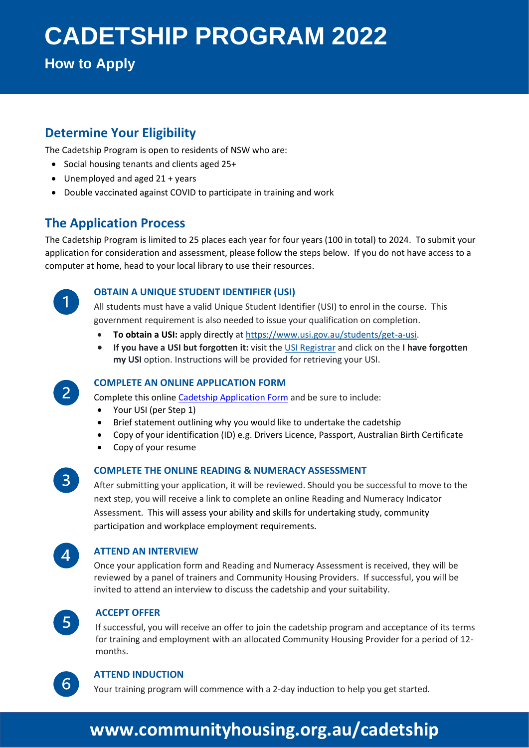# CADETSHIP PROGRAM 2022

## How to Apply

## Determine Your Eligibility

The Cadetship Program is open to residents of NSW who are:

- Social housing tenants and clients aged 25+
- Unemployed and aged 21 + years
- Double vaccinated against COVID to participate in training and work

## The Application Process

The Cadetship Program is limited to 25 places each year for four years (100 in total) to 2024. To submit your application for consideration and assessment, please follow the steps below. If you do not have access to a computer at home, head to your local library to use their resources.

### 1. OBTAIN A UNIQUE STUDENT IDENTIFIER (USI)

All students must have a valid Unique Student Identifier (USI) to enrol in the course. This government requirement is also needed to issue your qualification on completion.

- **To obtain a USI:** apply directly at https://www.usi.gov.au/students/get-a-usi.
- **If you have a USI but forgotten it:** visit the USI Registrar and click on the **I have forgotten my USI** option. Instructions will be provided for retrieving your USI.

### 2. COMPLETE AN ONLINE APPLICATION FORM

Complete this online Cadetship Application Form and be sure to include:

- Your USI (per Step 1)
- Brief statement outlining why you would like to undertake the cadetship
- Copy of your identification (ID) e.g. Drivers Licence, Passport, Australian Birth Certificate
- Copy of your resume

### 3. COMPLETE THE ONLINE READING & NUMERACY ASSESSMENT

After submitting your application, it will be reviewed. Should you be successful to move to the next step, you will receive a link to complete an online Reading and Numeracy Indicator Assessment. This will assess your ability and skills for undertaking study, community participation and workplace employment requirements.

### 4. ATTEND AN INTERVIEW

Once your application form and Reading and Numeracy Assessment is received, they will be reviewed by a panel of trainers and Community Housing Providers. If successful, you will be invited to attend an interview to discuss the cadetship and your suitability.

### 5. ACCEPT OFFER

If successful, you will receive an offer to join the cadetship program and acceptance of its terms for training and employment with an allocated Community Housing Provider for a period of 12-months.

### 6. ATTEND INDUCTION

Your training program will commence with a 2-day induction to help you get started.

**www.communityhousing.org.au/cadetship**